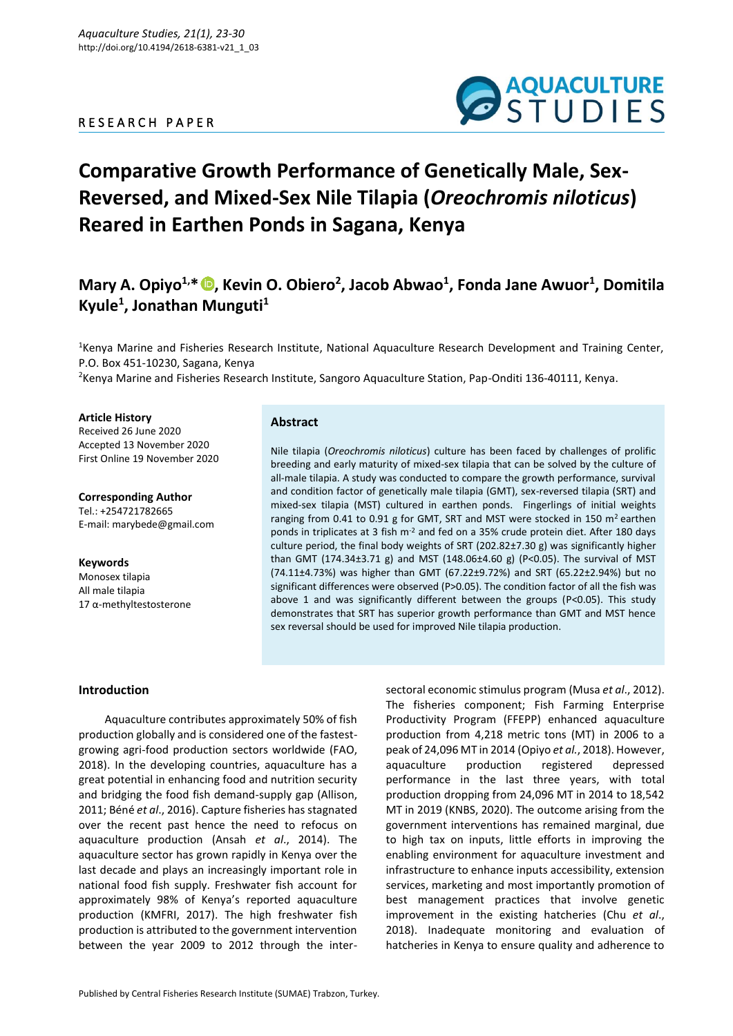Aquaculture Studies, 21(1), 23-30
http://doi.org/10.4194/2618-6381-v21_1_03

RESEARCH PAPER

# Comparative Growth Performance of Genetically Male, Sex-Reversed, and Mixed-Sex Nile Tilapia (*Oreochromis niloticus*) Reared in Earthen Ponds in Sagana, Kenya

**Mary A. Opiyo[1,*], Kevin O. Obiero[2], Jacob Abwao[1], Fonda Jane Awuor[1], Domitila Kyule[1], Jonathan Munguti[1]**

[1]Kenya Marine and Fisheries Research Institute, National Aquaculture Research Development and Training Center, P.O. Box 451-10230, Sagana, Kenya
[2]Kenya Marine and Fisheries Research Institute, Sangoro Aquaculture Station, Pap-Onditi 136-40111, Kenya.

**Article History**
Received 26 June 2020
Accepted 13 November 2020
First Online 19 November 2020

**Corresponding Author**
Tel.: +254721782665
E-mail: marybede@gmail.com

**Keywords**
Monosex tilapia
All male tilapia
17 α-methyltestosterone

## Abstract

Nile tilapia (*Oreochromis niloticus*) culture has been faced by challenges of prolific breeding and early maturity of mixed-sex tilapia that can be solved by the culture of all-male tilapia. A study was conducted to compare the growth performance, survival and condition factor of genetically male tilapia (GMT), sex-reversed tilapia (SRT) and mixed-sex tilapia (MST) cultured in earthen ponds. Fingerlings of initial weights ranging from 0.41 to 0.91 g for GMT, SRT and MST were stocked in 150 $m^2$ earthen ponds in triplicates at 3 fish $m^{-2}$ and fed on a 35% crude protein diet. After 180 days culture period, the final body weights of SRT (202.82±7.30 g) was significantly higher than GMT (174.34±3.71 g) and MST (148.06±4.60 g) ($P<0.05$). The survival of MST (74.11±4.73%) was higher than GMT (67.22±9.72%) and SRT (65.22±2.94%) but no significant differences were observed ($P>0.05$). The condition factor of all the fish was above 1 and was significantly different between the groups ($P<0.05$). This study demonstrates that SRT has superior growth performance than GMT and MST hence sex reversal should be used for improved Nile tilapia production.

## Introduction

Aquaculture contributes approximately 50% of fish production globally and is considered one of the fastest-growing agri-food production sectors worldwide (FAO, 2018). In the developing countries, aquaculture has a great potential in enhancing food and nutrition security and bridging the food fish demand-supply gap (Allison, 2011; Béné *et al*., 2016). Capture fisheries has stagnated over the recent past hence the need to refocus on aquaculture production (Ansah *et al*., 2014). The aquaculture sector has grown rapidly in Kenya over the last decade and plays an increasingly important role in national food fish supply. Freshwater fish account for approximately 98% of Kenya's reported aquaculture production (KMFRI, 2017). The high freshwater fish production is attributed to the government intervention between the year 2009 to 2012 through the inter-sectoral economic stimulus program (Musa *et al*., 2012). The fisheries component; Fish Farming Enterprise Productivity Program (FFEPP) enhanced aquaculture production from 4,218 metric tons (MT) in 2006 to a peak of 24,096 MT in 2014 (Opiyo *et al.*, 2018). However, aquaculture production registered depressed performance in the last three years, with total production dropping from 24,096 MT in 2014 to 18,542 MT in 2019 (KNBS, 2020). The outcome arising from the government interventions has remained marginal, due to high tax on inputs, little efforts in improving the enabling environment for aquaculture investment and infrastructure to enhance inputs accessibility, extension services, marketing and most importantly promotion of best management practices that involve genetic improvement in the existing hatcheries (Chu *et al*., 2018). Inadequate monitoring and evaluation of hatcheries in Kenya to ensure quality and adherence to

Published by Central Fisheries Research Institute (SUMAE) Trabzon, Turkey.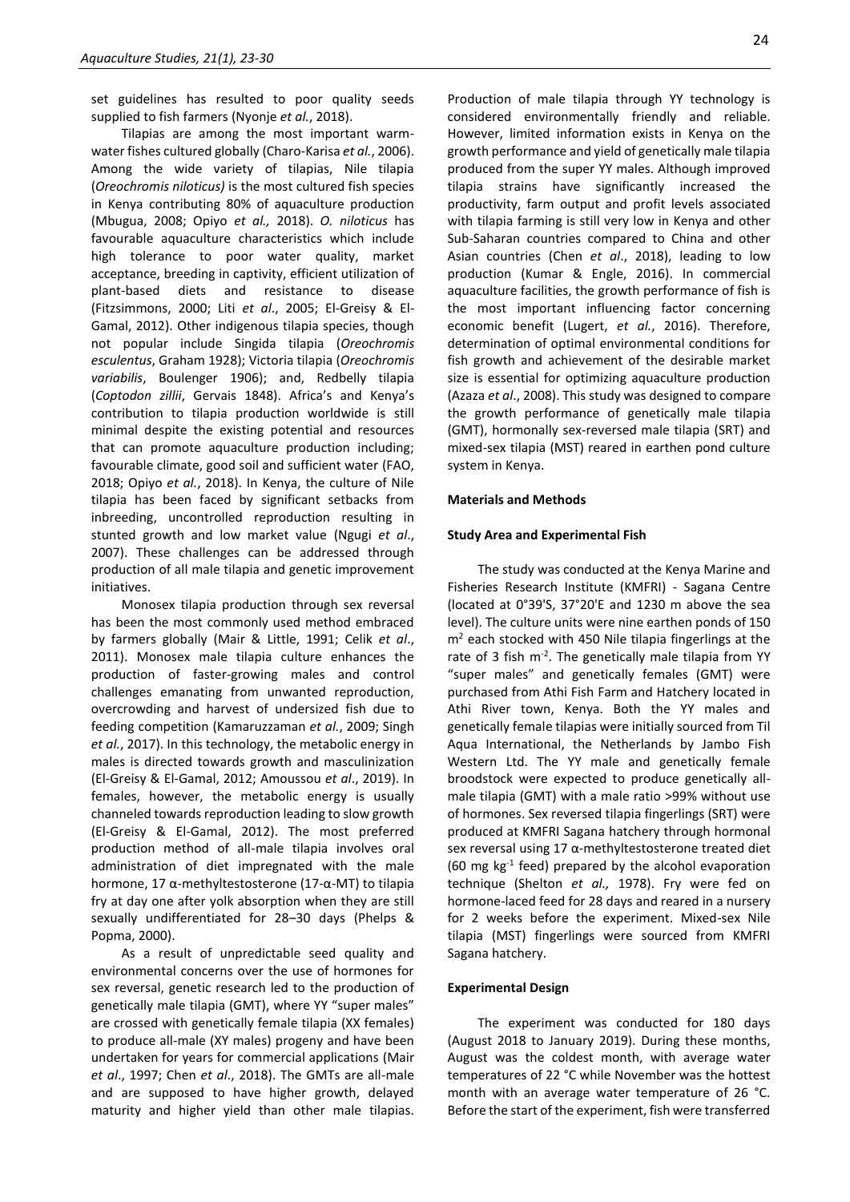set guidelines has resulted to poor quality seeds supplied to fish farmers (Nyonje *et al.*, 2018).

Tilapias are among the most important warm-water fishes cultured globally (Charo-Karisa *et al.*, 2006). Among the wide variety of tilapias, Nile tilapia (*Oreochromis niloticus)* is the most cultured fish species in Kenya contributing 80% of aquaculture production (Mbugua, 2008; Opiyo *et al.,* 2018). *O. niloticus* has favourable aquaculture characteristics which include high tolerance to poor water quality, market acceptance, breeding in captivity, efficient utilization of plant-based diets and resistance to disease (Fitzsimmons, 2000; Liti *et al*., 2005; El-Greisy & El-Gamal, 2012). Other indigenous tilapia species, though not popular include Singida tilapia (*Oreochromis esculentus*, Graham 1928); Victoria tilapia (*Oreochromis variabilis*, Boulenger 1906); and, Redbelly tilapia (*Coptodon zillii*, Gervais 1848). Africa's and Kenya's contribution to tilapia production worldwide is still minimal despite the existing potential and resources that can promote aquaculture production including; favourable climate, good soil and sufficient water (FAO, 2018; Opiyo *et al.*, 2018). In Kenya, the culture of Nile tilapia has been faced by significant setbacks from inbreeding, uncontrolled reproduction resulting in stunted growth and low market value (Ngugi *et al*., 2007). These challenges can be addressed through production of all male tilapia and genetic improvement initiatives.

Monosex tilapia production through sex reversal has been the most commonly used method embraced by farmers globally (Mair & Little, 1991; Celik *et al*., 2011). Monosex male tilapia culture enhances the production of faster-growing males and control challenges emanating from unwanted reproduction, overcrowding and harvest of undersized fish due to feeding competition (Kamaruzzaman *et al.*, 2009; Singh *et al.*, 2017). In this technology, the metabolic energy in males is directed towards growth and masculinization (El-Greisy & El-Gamal, 2012; Amoussou *et al*., 2019). In females, however, the metabolic energy is usually channeled towards reproduction leading to slow growth (El-Greisy & El-Gamal, 2012). The most preferred production method of all-male tilapia involves oral administration of diet impregnated with the male hormone, 17 α-methyltestosterone (17-α-MT) to tilapia fry at day one after yolk absorption when they are still sexually undifferentiated for 28–30 days (Phelps & Popma, 2000).

As a result of unpredictable seed quality and environmental concerns over the use of hormones for sex reversal, genetic research led to the production of genetically male tilapia (GMT), where YY "super males" are crossed with genetically female tilapia (XX females) to produce all-male (XY males) progeny and have been undertaken for years for commercial applications (Mair *et al*., 1997; Chen *et al*., 2018). The GMTs are all-male and are supposed to have higher growth, delayed maturity and higher yield than other male tilapias. Production of male tilapia through YY technology is considered environmentally friendly and reliable. However, limited information exists in Kenya on the growth performance and yield of genetically male tilapia produced from the super YY males. Although improved tilapia strains have significantly increased the productivity, farm output and profit levels associated with tilapia farming is still very low in Kenya and other Sub-Saharan countries compared to China and other Asian countries (Chen *et al*., 2018), leading to low production (Kumar & Engle, 2016). In commercial aquaculture facilities, the growth performance of fish is the most important influencing factor concerning economic benefit (Lugert, *et al.*, 2016). Therefore, determination of optimal environmental conditions for fish growth and achievement of the desirable market size is essential for optimizing aquaculture production (Azaza *et al*., 2008). This study was designed to compare the growth performance of genetically male tilapia (GMT), hormonally sex-reversed male tilapia (SRT) and mixed-sex tilapia (MST) reared in earthen pond culture system in Kenya.

## Materials and Methods

### Study Area and Experimental Fish

The study was conducted at the Kenya Marine and Fisheries Research Institute (KMFRI) - Sagana Centre (located at 0°39'S, 37°20'E and 1230 m above the sea level). The culture units were nine earthen ponds of 150 $m^2$ each stocked with 450 Nile tilapia fingerlings at the rate of 3 fish $m^{-2}$. The genetically male tilapia from YY "super males" and genetically females (GMT) were purchased from Athi Fish Farm and Hatchery located in Athi River town, Kenya. Both the YY males and genetically female tilapias were initially sourced from Til Aqua International, the Netherlands by Jambo Fish Western Ltd. The YY male and genetically female broodstock were expected to produce genetically all-male tilapia (GMT) with a male ratio >99% without use of hormones. Sex reversed tilapia fingerlings (SRT) were produced at KMFRI Sagana hatchery through hormonal sex reversal using 17 α-methyltestosterone treated diet (60 mg $kg^{-1}$ feed) prepared by the alcohol evaporation technique (Shelton *et al.,* 1978). Fry were fed on hormone-laced feed for 28 days and reared in a nursery for 2 weeks before the experiment. Mixed-sex Nile tilapia (MST) fingerlings were sourced from KMFRI Sagana hatchery.

### Experimental Design

The experiment was conducted for 180 days (August 2018 to January 2019). During these months, August was the coldest month, with average water temperatures of 22 °C while November was the hottest month with an average water temperature of 26 °C. Before the start of the experiment, fish were transferred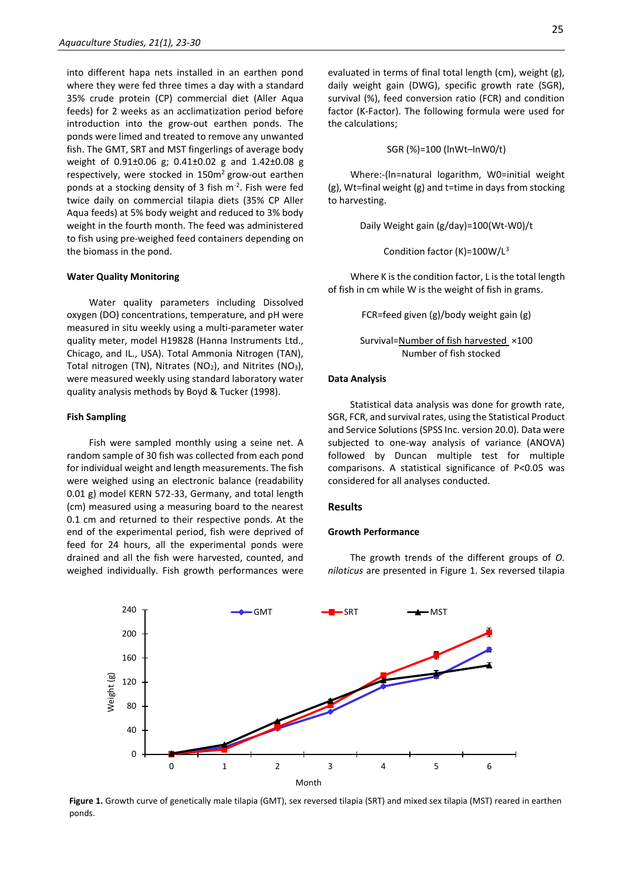into different hapa nets installed in an earthen pond where they were fed three times a day with a standard 35% crude protein (CP) commercial diet (Aller Aqua feeds) for 2 weeks as an acclimatization period before introduction into the grow-out earthen ponds. The ponds were limed and treated to remove any unwanted fish. The GMT, SRT and MST fingerlings of average body weight of 0.91±0.06 g; 0.41±0.02 g and 1.42±0.08 g respectively, were stocked in 150m$^2$ grow-out earthen ponds at a stocking density of 3 fish m$^{-2}$. Fish were fed twice daily on commercial tilapia diets (35% CP Aller Aqua feeds) at 5% body weight and reduced to 3% body weight in the fourth month. The feed was administered to fish using pre-weighed feed containers depending on the biomass in the pond.

#### Water Quality Monitoring

Water quality parameters including Dissolved oxygen (DO) concentrations, temperature, and pH were measured in situ weekly using a multi-parameter water quality meter, model H19828 (Hanna Instruments Ltd., Chicago, and IL., USA). Total Ammonia Nitrogen (TAN), Total nitrogen (TN), Nitrates ($NO_2$), and Nitrites ($NO_3$), were measured weekly using standard laboratory water quality analysis methods by Boyd & Tucker (1998).

#### Fish Sampling

Fish were sampled monthly using a seine net. A random sample of 30 fish was collected from each pond for individual weight and length measurements. The fish were weighed using an electronic balance (readability 0.01 g) model KERN 572-33, Germany, and total length (cm) measured using a measuring board to the nearest 0.1 cm and returned to their respective ponds. At the end of the experimental period, fish were deprived of feed for 24 hours, all the experimental ponds were drained and all the fish were harvested, counted, and weighed individually. Fish growth performances were evaluated in terms of final total length (cm), weight (g), daily weight gain (DWG), specific growth rate (SGR), survival (%), feed conversion ratio (FCR) and condition factor (K-Factor). The following formula were used for the calculations;

$$SGR\ (\%) = 100\ (\ln W_t - \ln W_0 / t)$$

Where:-(ln=natural logarithm, W0=initial weight (g), Wt=final weight (g) and t=time in days from stocking to harvesting.

$$\text{Daily Weight gain (g/day)} = 100(W_t - W_0)/t$$

$$\text{Condition factor } (K) = 100W/L^3$$

Where K is the condition factor, L is the total length of fish in cm while W is the weight of fish in grams.

$$FCR = \text{feed given (g)}/\text{body weight gain (g)}$$

$$\text{Survival} = \frac{\text{Number of fish harvested}}{\text{Number of fish stocked}} \times 100$$

#### Data Analysis

Statistical data analysis was done for growth rate, SGR, FCR, and survival rates, using the Statistical Product and Service Solutions (SPSS Inc. version 20.0). Data were subjected to one-way analysis of variance (ANOVA) followed by Duncan multiple test for multiple comparisons. A statistical significance of P<0.05 was considered for all analyses conducted.

## Results

#### Growth Performance

The growth trends of the different groups of *O. niloticus* are presented in Figure 1. Sex reversed tilapia

**Figure 1.** Growth curve of genetically male tilapia (GMT), sex reversed tilapia (SRT) and mixed sex tilapia (MST) reared in earthen ponds.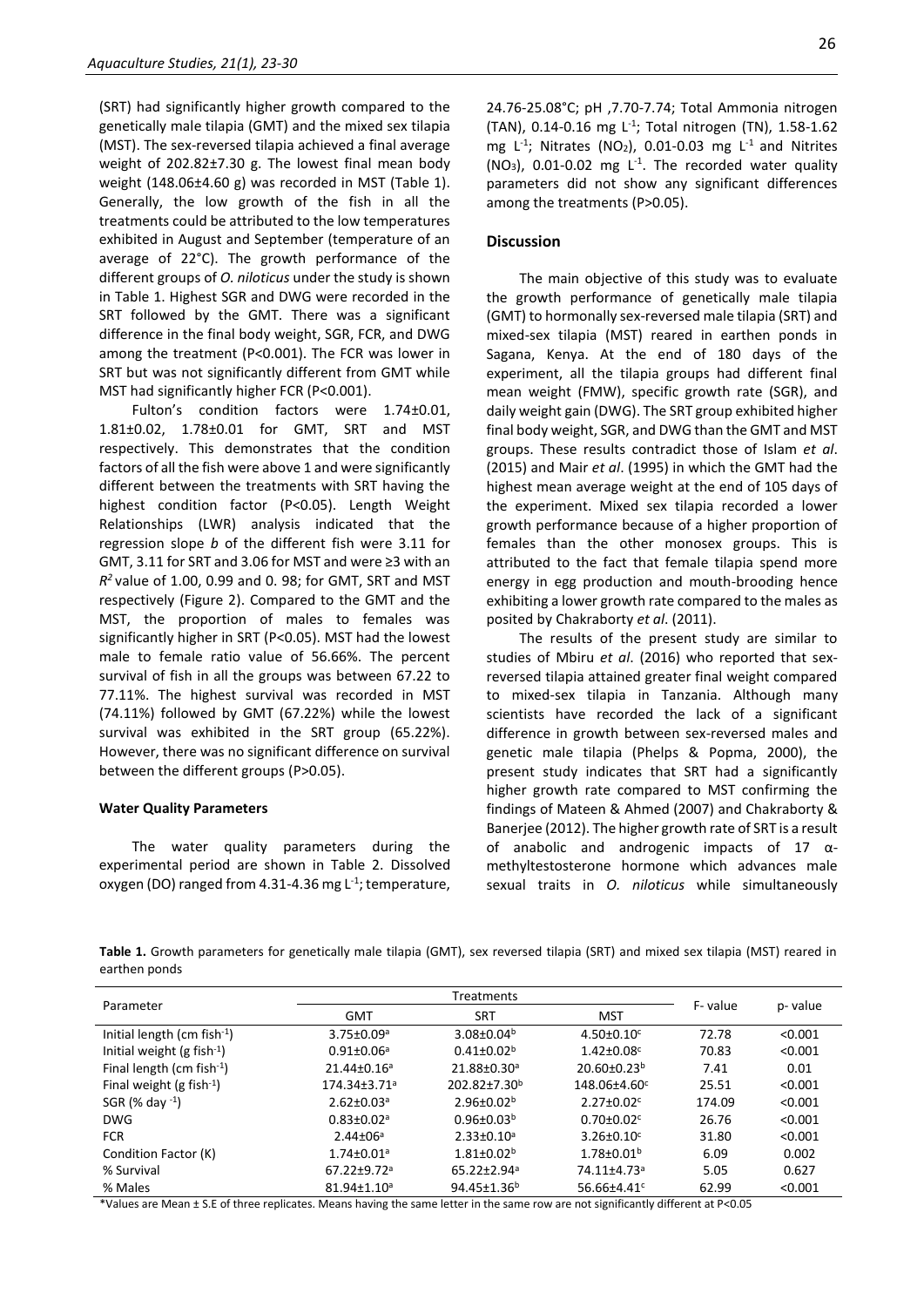(SRT) had significantly higher growth compared to the genetically male tilapia (GMT) and the mixed sex tilapia (MST). The sex-reversed tilapia achieved a final average weight of 202.82±7.30 g. The lowest final mean body weight (148.06±4.60 g) was recorded in MST (Table 1). Generally, the low growth of the fish in all the treatments could be attributed to the low temperatures exhibited in August and September (temperature of an average of 22°C). The growth performance of the different groups of *O. niloticus* under the study is shown in Table 1. Highest SGR and DWG were recorded in the SRT followed by the GMT. There was a significant difference in the final body weight, SGR, FCR, and DWG among the treatment (P<0.001). The FCR was lower in SRT but was not significantly different from GMT while MST had significantly higher FCR (P<0.001).

Fulton's condition factors were 1.74±0.01, 1.81±0.02, 1.78±0.01 for GMT, SRT and MST respectively. This demonstrates that the condition factors of all the fish were above 1 and were significantly different between the treatments with SRT having the highest condition factor (P<0.05). Length Weight Relationships (LWR) analysis indicated that the regression slope *b* of the different fish were 3.11 for GMT, 3.11 for SRT and 3.06 for MST and were ≥3 with an $R^2$ value of 1.00, 0.99 and 0. 98; for GMT, SRT and MST respectively (Figure 2). Compared to the GMT and the MST, the proportion of males to females was significantly higher in SRT (P<0.05). MST had the lowest male to female ratio value of 56.66%. The percent survival of fish in all the groups was between 67.22 to 77.11%. The highest survival was recorded in MST (74.11%) followed by GMT (67.22%) while the lowest survival was exhibited in the SRT group (65.22%). However, there was no significant difference on survival between the different groups (P>0.05).

#### Water Quality Parameters

The water quality parameters during the experimental period are shown in Table 2. Dissolved oxygen (DO) ranged from 4.31-4.36 mg $L^{-1}$; temperature, 24.76-25.08°C; pH ,7.70-7.74; Total Ammonia nitrogen (TAN), 0.14-0.16 mg $L^{-1}$; Total nitrogen (TN), 1.58-1.62 mg $L^{-1}$; Nitrates ($NO_2$), 0.01-0.03 mg $L^{-1}$ and Nitrites ($NO_3$), 0.01-0.02 mg $L^{-1}$. The recorded water quality parameters did not show any significant differences among the treatments (P>0.05).

### Discussion

The main objective of this study was to evaluate the growth performance of genetically male tilapia (GMT) to hormonally sex-reversed male tilapia (SRT) and mixed-sex tilapia (MST) reared in earthen ponds in Sagana, Kenya. At the end of 180 days of the experiment, all the tilapia groups had different final mean weight (FMW), specific growth rate (SGR), and daily weight gain (DWG). The SRT group exhibited higher final body weight, SGR, and DWG than the GMT and MST groups. These results contradict those of Islam *et al*. (2015) and Mair *et al*. (1995) in which the GMT had the highest mean average weight at the end of 105 days of the experiment. Mixed sex tilapia recorded a lower growth performance because of a higher proportion of females than the other monosex groups. This is attributed to the fact that female tilapia spend more energy in egg production and mouth-brooding hence exhibiting a lower growth rate compared to the males as posited by Chakraborty *et al*. (2011).

The results of the present study are similar to studies of Mbiru *et al*. (2016) who reported that sex-reversed tilapia attained greater final weight compared to mixed-sex tilapia in Tanzania. Although many scientists have recorded the lack of a significant difference in growth between sex-reversed males and genetic male tilapia (Phelps & Popma, 2000), the present study indicates that SRT had a significantly higher growth rate compared to MST confirming the findings of Mateen & Ahmed (2007) and Chakraborty & Banerjee (2012). The higher growth rate of SRT is a result of anabolic and androgenic impacts of 17 α-methyltestosterone hormone which advances male sexual traits in *O. niloticus* while simultaneously

**Table 1.** Growth parameters for genetically male tilapia (GMT), sex reversed tilapia (SRT) and mixed sex tilapia (MST) reared in earthen ponds

| Parameter | Treatments | | | F- value | p- value |
|---|---|---|---|---|---|
| | GMT | SRT | MST | | |
| Initial length (cm $fish^{-1}$) | 3.75±0.09$^a$ | 3.08±0.04$^b$ | 4.50±0.10$^c$ | 72.78 | <0.001 |
| Initial weight (g $fish^{-1}$) | 0.91±0.06$^a$ | 0.41±0.02$^b$ | 1.42±0.08$^c$ | 70.83 | <0.001 |
| Final length (cm $fish^{-1}$) | 21.44±0.16$^a$ | 21.88±0.30$^a$ | 20.60±0.23$^b$ | 7.41 | 0.01 |
| Final weight (g $fish^{-1}$) | 174.34±3.71$^a$ | 202.82±7.30$^b$ | 148.06±4.60$^c$ | 25.51 | <0.001 |
| SGR (% $day^{-1}$) | 2.62±0.03$^a$ | 2.96±0.02$^b$ | 2.27±0.02$^c$ | 174.09 | <0.001 |
| DWG | 0.83±0.02$^a$ | 0.96±0.03$^b$ | 0.70±0.02$^c$ | 26.76 | <0.001 |
| FCR | 2.44±06$^a$ | 2.33±0.10$^a$ | 3.26±0.10$^c$ | 31.80 | <0.001 |
| Condition Factor (K) | 1.74±0.01$^a$ | 1.81±0.02$^b$ | 1.78±0.01$^b$ | 6.09 | 0.002 |
| % Survival | 67.22±9.72$^a$ | 65.22±2.94$^a$ | 74.11±4.73$^a$ | 5.05 | 0.627 |
| % Males | 81.94±1.10$^a$ | 94.45±1.36$^b$ | 56.66±4.41$^c$ | 62.99 | <0.001 |

*Values are Mean ± S.E of three replicates. Means having the same letter in the same row are not significantly different at P<0.05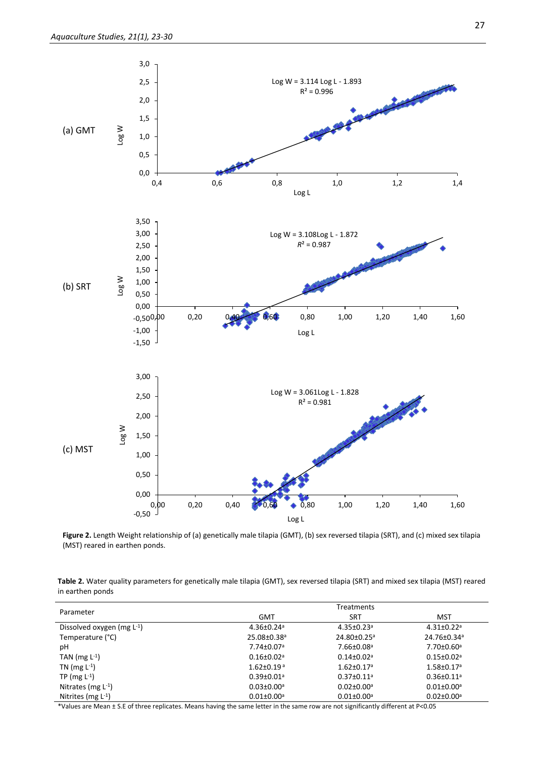**Figure 2.** Length Weight relationship of (a) genetically male tilapia (GMT), (b) sex reversed tilapia (SRT), and (c) mixed sex tilapia (MST) reared in earthen ponds.

**Table 2.** Water quality parameters for genetically male tilapia (GMT), sex reversed tilapia (SRT) and mixed sex tilapia (MST) reared in earthen ponds

| Parameter | Treatments | | |
|---|---|---|---|
| | GMT | SRT | MST |
| Dissolved oxygen (mg $L^{-1}$) | 4.36±0.24[a] | 4.35±0.23[a] | 4.31±0.22[a] |
| Temperature (°C) | 25.08±0.38[a] | 24.80±0.25[a] | 24.76±0.34[a] |
| pH | 7.74±0.07[a] | 7.66±0.08[a] | 7.70±0.60[a] |
| TAN (mg $L^{-1}$) | 0.16±0.02[a] | 0.14±0.02[a] | 0.15±0.02[a] |
| TN (mg $L^{-1}$) | 1.62±0.19[a] | 1.62±0.17[a] | 1.58±0.17[a] |
| TP (mg $L^{-1}$) | 0.39±0.01[a] | 0.37±0.11[a] | 0.36±0.11[a] |
| Nitrates (mg $L^{-1}$) | 0.03±0.00[a] | 0.02±0.00[a] | 0.01±0.00[a] |
| Nitrites (mg $L^{-1}$) | 0.01±0.00[a] | 0.01±0.00[a] | 0.02±0.00[a] |

*Values are Mean ± S.E of three replicates. Means having the same letter in the same row are not significantly different at P<0.05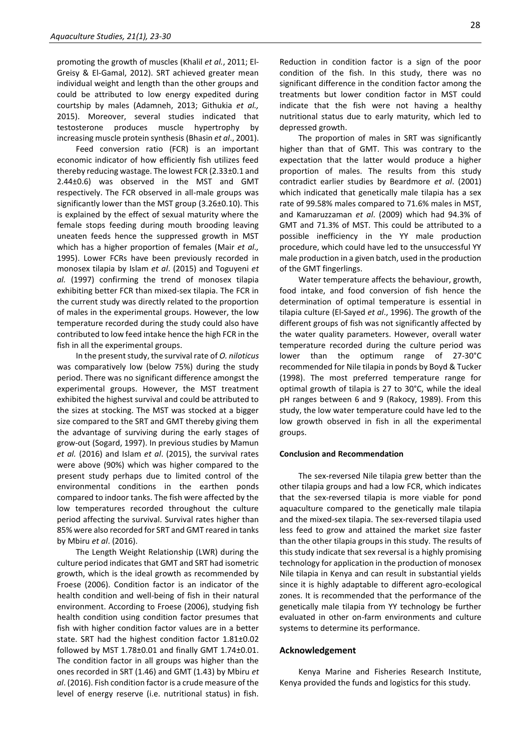promoting the growth of muscles (Khalil *et al.*, 2011; El-Greisy & El-Gamal, 2012). SRT achieved greater mean individual weight and length than the other groups and could be attributed to low energy expedited during courtship by males (Adamneh, 2013; Githukia *et al.,* 2015). Moreover, several studies indicated that testosterone produces muscle hypertrophy by increasing muscle protein synthesis (Bhasin *et al*., 2001).

Feed conversion ratio (FCR) is an important economic indicator of how efficiently fish utilizes feed thereby reducing wastage. The lowest FCR (2.33±0.1 and 2.44±0.6) was observed in the MST and GMT respectively. The FCR observed in all-male groups was significantly lower than the MST group (3.26±0.10). This is explained by the effect of sexual maturity where the female stops feeding during mouth brooding leaving uneaten feeds hence the suppressed growth in MST which has a higher proportion of females (Mair *et al.,* 1995). Lower FCRs have been previously recorded in monosex tilapia by Islam *et al*. (2015) and Toguyeni *et al.* (1997) confirming the trend of monosex tilapia exhibiting better FCR than mixed-sex tilapia. The FCR in the current study was directly related to the proportion of males in the experimental groups. However, the low temperature recorded during the study could also have contributed to low feed intake hence the high FCR in the fish in all the experimental groups.

In the present study, the survival rate of *O. niloticus* was comparatively low (below 75%) during the study period. There was no significant difference amongst the experimental groups. However, the MST treatment exhibited the highest survival and could be attributed to the sizes at stocking. The MST was stocked at a bigger size compared to the SRT and GMT thereby giving them the advantage of surviving during the early stages of grow-out (Sogard, 1997). In previous studies by Mamun *et al.* (2016) and Islam *et al*. (2015), the survival rates were above (90%) which was higher compared to the present study perhaps due to limited control of the environmental conditions in the earthen ponds compared to indoor tanks. The fish were affected by the low temperatures recorded throughout the culture period affecting the survival. Survival rates higher than 85% were also recorded for SRT and GMT reared in tanks by Mbiru *et al*. (2016).

The Length Weight Relationship (LWR) during the culture period indicates that GMT and SRT had isometric growth, which is the ideal growth as recommended by Froese (2006). Condition factor is an indicator of the health condition and well-being of fish in their natural environment. According to Froese (2006), studying fish health condition using condition factor presumes that fish with higher condition factor values are in a better state. SRT had the highest condition factor 1.81±0.02 followed by MST 1.78±0.01 and finally GMT 1.74±0.01. The condition factor in all groups was higher than the ones recorded in SRT (1.46) and GMT (1.43) by Mbiru *et al*. (2016). Fish condition factor is a crude measure of the level of energy reserve (i.e. nutritional status) in fish. Reduction in condition factor is a sign of the poor condition of the fish. In this study, there was no significant difference in the condition factor among the treatments but lower condition factor in MST could indicate that the fish were not having a healthy nutritional status due to early maturity, which led to depressed growth.

The proportion of males in SRT was significantly higher than that of GMT. This was contrary to the expectation that the latter would produce a higher proportion of males. The results from this study contradict earlier studies by Beardmore *et al*. (2001) which indicated that genetically male tilapia has a sex rate of 99.58% males compared to 71.6% males in MST, and Kamaruzzaman *et al*. (2009) which had 94.3% of GMT and 71.3% of MST. This could be attributed to a possible inefficiency in the YY male production procedure, which could have led to the unsuccessful YY male production in a given batch, used in the production of the GMT fingerlings.

Water temperature affects the behaviour, growth, food intake, and food conversion of fish hence the determination of optimal temperature is essential in tilapia culture (El-Sayed *et al*., 1996). The growth of the different groups of fish was not significantly affected by the water quality parameters. However, overall water temperature recorded during the culture period was lower than the optimum range of 27-30°C recommended for Nile tilapia in ponds by Boyd & Tucker (1998). The most preferred temperature range for optimal growth of tilapia is 27 to 30°C, while the ideal pH ranges between 6 and 9 (Rakocy, 1989). From this study, the low water temperature could have led to the low growth observed in fish in all the experimental groups.

#### Conclusion and Recommendation

The sex-reversed Nile tilapia grew better than the other tilapia groups and had a low FCR, which indicates that the sex-reversed tilapia is more viable for pond aquaculture compared to the genetically male tilapia and the mixed-sex tilapia. The sex-reversed tilapia used less feed to grow and attained the market size faster than the other tilapia groups in this study. The results of this study indicate that sex reversal is a highly promising technology for application in the production of monosex Nile tilapia in Kenya and can result in substantial yields since it is highly adaptable to different agro-ecological zones. It is recommended that the performance of the genetically male tilapia from YY technology be further evaluated in other on-farm environments and culture systems to determine its performance.

## Acknowledgement

Kenya Marine and Fisheries Research Institute, Kenya provided the funds and logistics for this study.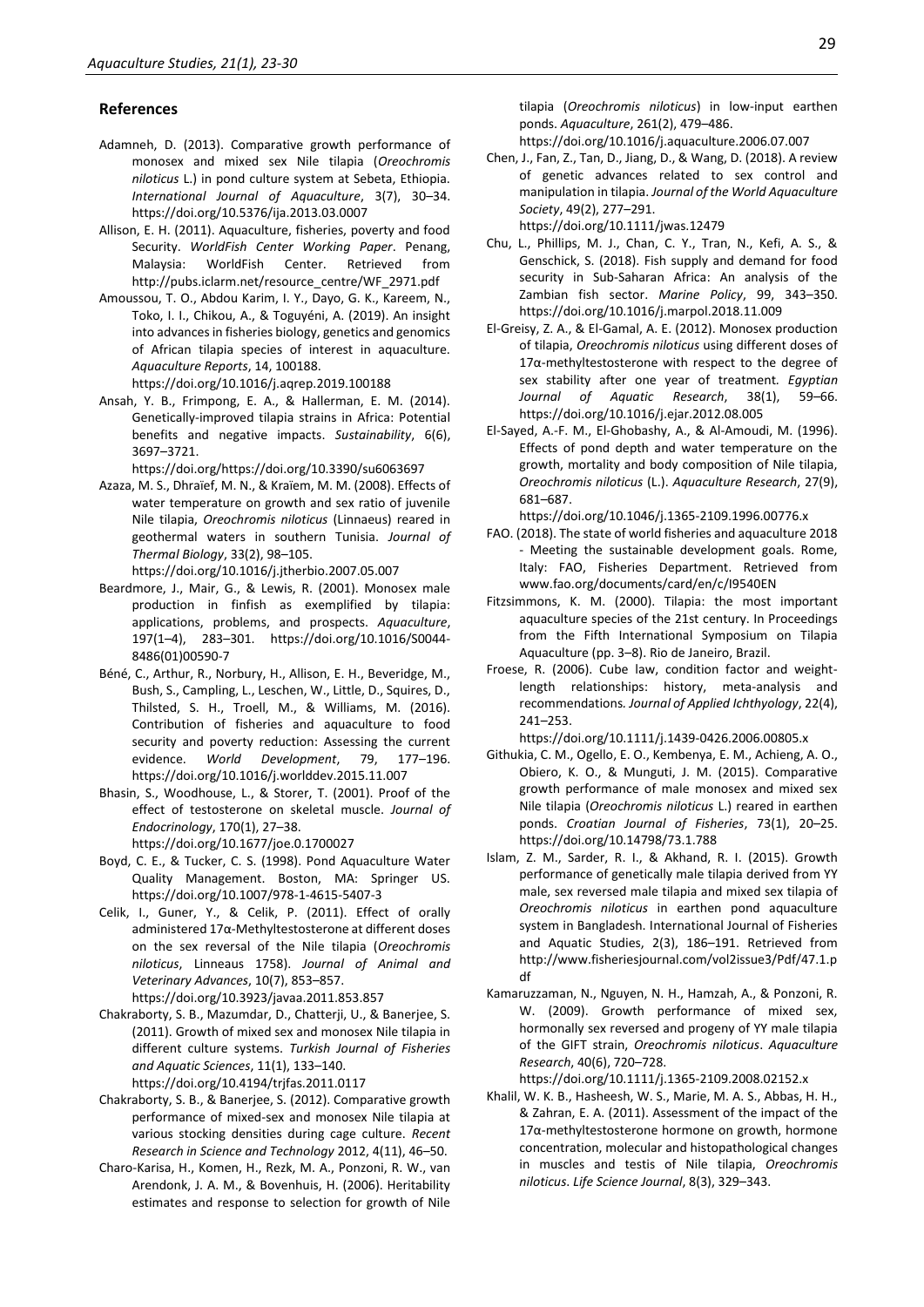## References

Adamneh, D. (2013). Comparative growth performance of monosex and mixed sex Nile tilapia (*Oreochromis niloticus* L.) in pond culture system at Sebeta, Ethiopia. *International Journal of Aquaculture*, 3(7), 30–34. https://doi.org/10.5376/ija.2013.03.0007

Allison, E. H. (2011). Aquaculture, fisheries, poverty and food Security. *WorldFish Center Working Paper*. Penang, Malaysia: WorldFish Center. Retrieved from http://pubs.iclarm.net/resource_centre/WF_2971.pdf

Amoussou, T. O., Abdou Karim, I. Y., Dayo, G. K., Kareem, N., Toko, I. I., Chikou, A., & Toguyéni, A. (2019). An insight into advances in fisheries biology, genetics and genomics of African tilapia species of interest in aquaculture. *Aquaculture Reports*, 14, 100188. https://doi.org/10.1016/j.aqrep.2019.100188

Ansah, Y. B., Frimpong, E. A., & Hallerman, E. M. (2014). Genetically-improved tilapia strains in Africa: Potential benefits and negative impacts. *Sustainability*, 6(6), 3697–3721. https://doi.org/https://doi.org/10.3390/su6063697

Azaza, M. S., Dhraïef, M. N., & Kraïem, M. M. (2008). Effects of water temperature on growth and sex ratio of juvenile Nile tilapia, *Oreochromis niloticus* (Linnaeus) reared in geothermal waters in southern Tunisia. *Journal of Thermal Biology*, 33(2), 98–105. https://doi.org/10.1016/j.jtherbio.2007.05.007

Beardmore, J., Mair, G., & Lewis, R. (2001). Monosex male production in finfish as exemplified by tilapia: applications, problems, and prospects. *Aquaculture*, 197(1–4), 283–301. https://doi.org/10.1016/S0044-8486(01)00590-7

Béné, C., Arthur, R., Norbury, H., Allison, E. H., Beveridge, M., Bush, S., Campling, L., Leschen, W., Little, D., Squires, D., Thilsted, S. H., Troell, M., & Williams, M. (2016). Contribution of fisheries and aquaculture to food security and poverty reduction: Assessing the current evidence. *World Development*, 79, 177–196. https://doi.org/10.1016/j.worlddev.2015.11.007

Bhasin, S., Woodhouse, L., & Storer, T. (2001). Proof of the effect of testosterone on skeletal muscle. *Journal of Endocrinology*, 170(1), 27–38. https://doi.org/10.1677/joe.0.1700027

Boyd, C. E., & Tucker, C. S. (1998). Pond Aquaculture Water Quality Management. Boston, MA: Springer US. https://doi.org/10.1007/978-1-4615-5407-3

Celik, I., Guner, Y., & Celik, P. (2011). Effect of orally administered 17α-Methyltestosterone at different doses on the sex reversal of the Nile tilapia (*Oreochromis niloticus*, Linneaus 1758). *Journal of Animal and Veterinary Advances*, 10(7), 853–857. https://doi.org/10.3923/javaa.2011.853.857

Chakraborty, S. B., Mazumdar, D., Chatterji, U., & Banerjee, S. (2011). Growth of mixed sex and monosex Nile tilapia in different culture systems. *Turkish Journal of Fisheries and Aquatic Sciences*, 11(1), 133–140. https://doi.org/10.4194/trjfas.2011.0117

Chakraborty, S. B., & Banerjee, S. (2012). Comparative growth performance of mixed-sex and monosex Nile tilapia at various stocking densities during cage culture. *Recent Research in Science and Technology* 2012, 4(11), 46–50.

Charo-Karisa, H., Komen, H., Rezk, M. A., Ponzoni, R. W., van Arendonk, J. A. M., & Bovenhuis, H. (2006). Heritability estimates and response to selection for growth of Nile tilapia (*Oreochromis niloticus*) in low-input earthen ponds. *Aquaculture*, 261(2), 479–486. https://doi.org/10.1016/j.aquaculture.2006.07.007

Chen, J., Fan, Z., Tan, D., Jiang, D., & Wang, D. (2018). A review of genetic advances related to sex control and manipulation in tilapia. *Journal of the World Aquaculture Society*, 49(2), 277–291. https://doi.org/10.1111/jwas.12479

Chu, L., Phillips, M. J., Chan, C. Y., Tran, N., Kefi, A. S., & Genschick, S. (2018). Fish supply and demand for food security in Sub-Saharan Africa: An analysis of the Zambian fish sector. *Marine Policy*, 99, 343–350. https://doi.org/10.1016/j.marpol.2018.11.009

El-Greisy, Z. A., & El-Gamal, A. E. (2012). Monosex production of tilapia, *Oreochromis niloticus* using different doses of 17α-methyltestosterone with respect to the degree of sex stability after one year of treatment. *Egyptian Journal of Aquatic Research*, 38(1), 59–66. https://doi.org/10.1016/j.ejar.2012.08.005

El-Sayed, A.-F. M., El-Ghobashy, A., & Al-Amoudi, M. (1996). Effects of pond depth and water temperature on the growth, mortality and body composition of Nile tilapia, *Oreochromis niloticus* (L.). *Aquaculture Research*, 27(9), 681–687. https://doi.org/10.1046/j.1365-2109.1996.00776.x

FAO. (2018). The state of world fisheries and aquaculture 2018 - Meeting the sustainable development goals. Rome, Italy: FAO, Fisheries Department. Retrieved from www.fao.org/documents/card/en/c/I9540EN

Fitzsimmons, K. M. (2000). Tilapia: the most important aquaculture species of the 21st century. In Proceedings from the Fifth International Symposium on Tilapia Aquaculture (pp. 3–8). Rio de Janeiro, Brazil.

Froese, R. (2006). Cube law, condition factor and weight-length relationships: history, meta-analysis and recommendations. *Journal of Applied Ichthyology*, 22(4), 241–253. https://doi.org/10.1111/j.1439-0426.2006.00805.x

Githukia, C. M., Ogello, E. O., Kembenya, E. M., Achieng, A. O., Obiero, K. O., & Munguti, J. M. (2015). Comparative growth performance of male monosex and mixed sex Nile tilapia (*Oreochromis niloticus* L.) reared in earthen ponds. *Croatian Journal of Fisheries*, 73(1), 20–25. https://doi.org/10.14798/73.1.788

Islam, Z. M., Sarder, R. I., & Akhand, R. I. (2015). Growth performance of genetically male tilapia derived from YY male, sex reversed male tilapia and mixed sex tilapia of *Oreochromis niloticus* in earthen pond aquaculture system in Bangladesh. International Journal of Fisheries and Aquatic Studies, 2(3), 186–191. Retrieved from http://www.fisheriesjournal.com/vol2issue3/Pdf/47.1.pdf

Kamaruzzaman, N., Nguyen, N. H., Hamzah, A., & Ponzoni, R. W. (2009). Growth performance of mixed sex, hormonally sex reversed and progeny of YY male tilapia of the GIFT strain, *Oreochromis niloticus*. *Aquaculture Research*, 40(6), 720–728. https://doi.org/10.1111/j.1365-2109.2008.02152.x

Khalil, W. K. B., Hasheesh, W. S., Marie, M. A. S., Abbas, H. H., & Zahran, E. A. (2011). Assessment of the impact of the 17α-methyltestosterone hormone on growth, hormone concentration, molecular and histopathological changes in muscles and testis of Nile tilapia, *Oreochromis niloticus*. *Life Science Journal*, 8(3), 329–343.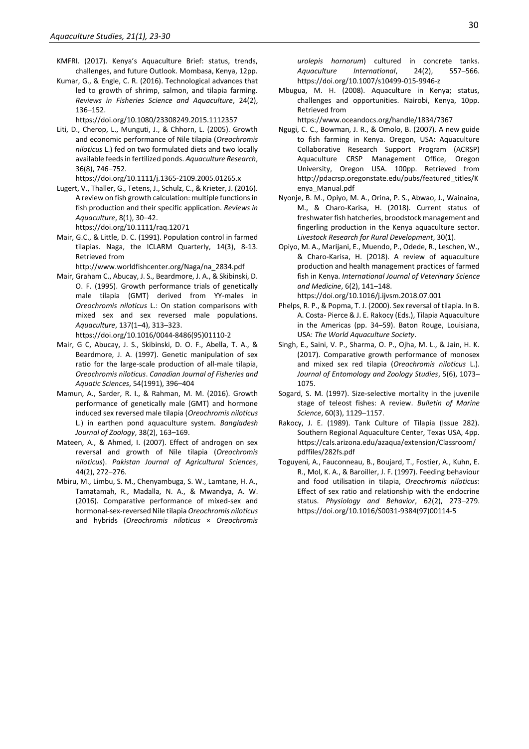KMFRI. (2017). Kenya's Aquaculture Brief: status, trends, challenges, and future Outlook. Mombasa, Kenya, 12pp.

Kumar, G., & Engle, C. R. (2016). Technological advances that led to growth of shrimp, salmon, and tilapia farming. *Reviews in Fisheries Science and Aquaculture*, 24(2), 136–152. https://doi.org/10.1080/23308249.2015.1112357

Liti, D., Cherop, L., Munguti, J., & Chhorn, L. (2005). Growth and economic performance of Nile tilapia (*Oreochromis niloticus* L.) fed on two formulated diets and two locally available feeds in fertilized ponds. *Aquaculture Research*, 36(8), 746–752. https://doi.org/10.1111/j.1365-2109.2005.01265.x

Lugert, V., Thaller, G., Tetens, J., Schulz, C., & Krieter, J. (2016). A review on fish growth calculation: multiple functions in fish production and their specific application. *Reviews in Aquaculture*, 8(1), 30–42. https://doi.org/10.1111/raq.12071

Mair, G.C., & Little, D. C. (1991). Population control in farmed tilapias. Naga, the ICLARM Quarterly, 14(3), 8-13. Retrieved from http://www.worldfishcenter.org/Naga/na_2834.pdf

Mair, Graham C., Abucay, J. S., Beardmore, J. A., & Skibinski, D. O. F. (1995). Growth performance trials of genetically male tilapia (GMT) derived from YY-males in *Oreochromis niloticus* L.: On station comparisons with mixed sex and sex reversed male populations. *Aquaculture*, 137(1–4), 313–323. https://doi.org/10.1016/0044-8486(95)01110-2

Mair, G C, Abucay, J. S., Skibinski, D. O. F., Abella, T. A., & Beardmore, J. A. (1997). Genetic manipulation of sex ratio for the large-scale production of all-male tilapia, *Oreochromis niloticus*. *Canadian Journal of Fisheries and Aquatic Sciences*, 54(1991), 396–404

Mamun, A., Sarder, R. I., & Rahman, M. M. (2016). Growth performance of genetically male (GMT) and hormone induced sex reversed male tilapia (*Oreochromis niloticus* L.) in earthen pond aquaculture system. *Bangladesh Journal of Zoology*, 38(2), 163–169.

Mateen, A., & Ahmed, I. (2007). Effect of androgen on sex reversal and growth of Nile tilapia (*Oreochromis niloticus*). *Pakistan Journal of Agricultural Sciences*, 44(2), 272–276.

Mbiru, M., Limbu, S. M., Chenyambuga, S. W., Lamtane, H. A., Tamatamah, R., Madalla, N. A., & Mwandya, A. W. (2016). Comparative performance of mixed-sex and hormonal-sex-reversed Nile tilapia *Oreochromis niloticus* and hybrids (*Oreochromis niloticus* × *Oreochromis urolepis hornorum*) cultured in concrete tanks. *Aquaculture International*, 24(2), 557–566. https://doi.org/10.1007/s10499-015-9946-z

Mbugua, M. H. (2008). Aquaculture in Kenya; status, challenges and opportunities. Nairobi, Kenya, 10pp. Retrieved from https://www.oceandocs.org/handle/1834/7367

Ngugi, C. C., Bowman, J. R., & Omolo, B. (2007). A new guide to fish farming in Kenya. Oregon, USA: Aquaculture Collaborative Research Support Program (ACRSP) Aquaculture CRSP Management Office, Oregon University, Oregon USA. 100pp. Retrieved from http://pdacrsp.oregonstate.edu/pubs/featured_titles/Kenya_Manual.pdf

Nyonje, B. M., Opiyo, M. A., Orina, P. S., Abwao, J., Wainaina, M., & Charo-Karisa, H. (2018). Current status of freshwater fish hatcheries, broodstock management and fingerling production in the Kenya aquaculture sector. *Livestock Research for Rural Development*, 30(1).

Opiyo, M. A., Marijani, E., Muendo, P., Odede, R., Leschen, W., & Charo-Karisa, H. (2018). A review of aquaculture production and health management practices of farmed fish in Kenya. *International Journal of Veterinary Science and Medicine*, 6(2), 141–148. https://doi.org/10.1016/j.ijvsm.2018.07.001

Phelps, R. P., & Popma, T. J. (2000). Sex reversal of tilapia. In B. A. Costa- Pierce & J. E. Rakocy (Eds.), Tilapia Aquaculture in the Americas (pp. 34–59). Baton Rouge, Louisiana, USA: *The World Aquaculture Society*.

Singh, E., Saini, V. P., Sharma, O. P., Ojha, M. L., & Jain, H. K. (2017). Comparative growth performance of monosex and mixed sex red tilapia (*Oreochromis niloticus* L.). *Journal of Entomology and Zoology Studies*, 5(6), 1073–1075.

Sogard, S. M. (1997). Size-selective mortality in the juvenile stage of teleost fishes: A review. *Bulletin of Marine Science*, 60(3), 1129–1157.

Rakocy, J. E. (1989). Tank Culture of Tilapia (Issue 282). Southern Regional Aquaculture Center, Texas USA, 4pp. https://cals.arizona.edu/azaqua/extension/Classroom/pdffiles/282fs.pdf

Toguyeni, A., Fauconneau, B., Boujard, T., Fostier, A., Kuhn, E. R., Mol, K. A., & Baroiller, J. F. (1997). Feeding behaviour and food utilisation in tilapia, *Oreochromis niloticus*: Effect of sex ratio and relationship with the endocrine status. *Physiology and Behavior*, 62(2), 273–279. https://doi.org/10.1016/S0031-9384(97)00114-5